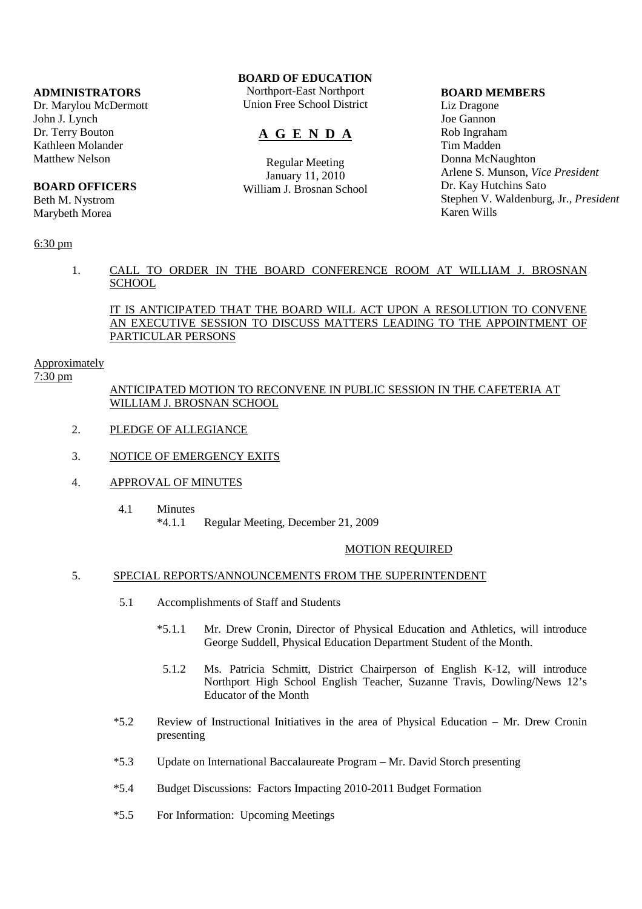**ADMINISTRATORS**
Dr. Marylou McDermott
John J. Lynch
Dr. Terry Bouton
Kathleen Molander
Matthew Nelson

**BOARD OFFICERS**
Beth M. Nystrom
Marybeth Morea

**BOARD OF EDUCATION**
Northport-East Northport
Union Free School District

# A G E N D A

Regular Meeting
January 11, 2010
William J. Brosnan School

**BOARD MEMBERS**
Liz Dragone
Joe Gannon
Rob Ingraham
Tim Madden
Donna McNaughton
Arlene S. Munson, *Vice President*
Dr. Kay Hutchins Sato
Stephen V. Waldenburg, Jr., *President*
Karen Wills

6:30 pm

1. CALL TO ORDER IN THE BOARD CONFERENCE ROOM AT WILLIAM J. BROSNAN SCHOOL

   IT IS ANTICIPATED THAT THE BOARD WILL ACT UPON A RESOLUTION TO CONVENE AN EXECUTIVE SESSION TO DISCUSS MATTERS LEADING TO THE APPOINTMENT OF PARTICULAR PERSONS

Approximately
7:30 pm

ANTICIPATED MOTION TO RECONVENE IN PUBLIC SESSION IN THE CAFETERIA AT WILLIAM J. BROSNAN SCHOOL

2. PLEDGE OF ALLEGIANCE

3. NOTICE OF EMERGENCY EXITS

4. APPROVAL OF MINUTES

   4.1 Minutes
   *4.1.1 Regular Meeting, December 21, 2009

   MOTION REQUIRED

5. SPECIAL REPORTS/ANNOUNCEMENTS FROM THE SUPERINTENDENT

   5.1 Accomplishments of Staff and Students

   *5.1.1 Mr. Drew Cronin, Director of Physical Education and Athletics, will introduce George Suddell, Physical Education Department Student of the Month.

   5.1.2 Ms. Patricia Schmitt, District Chairperson of English K-12, will introduce Northport High School English Teacher, Suzanne Travis, Dowling/News 12's Educator of the Month

   *5.2 Review of Instructional Initiatives in the area of Physical Education – Mr. Drew Cronin presenting

   *5.3 Update on International Baccalaureate Program – Mr. David Storch presenting

   *5.4 Budget Discussions: Factors Impacting 2010-2011 Budget Formation

   *5.5 For Information: Upcoming Meetings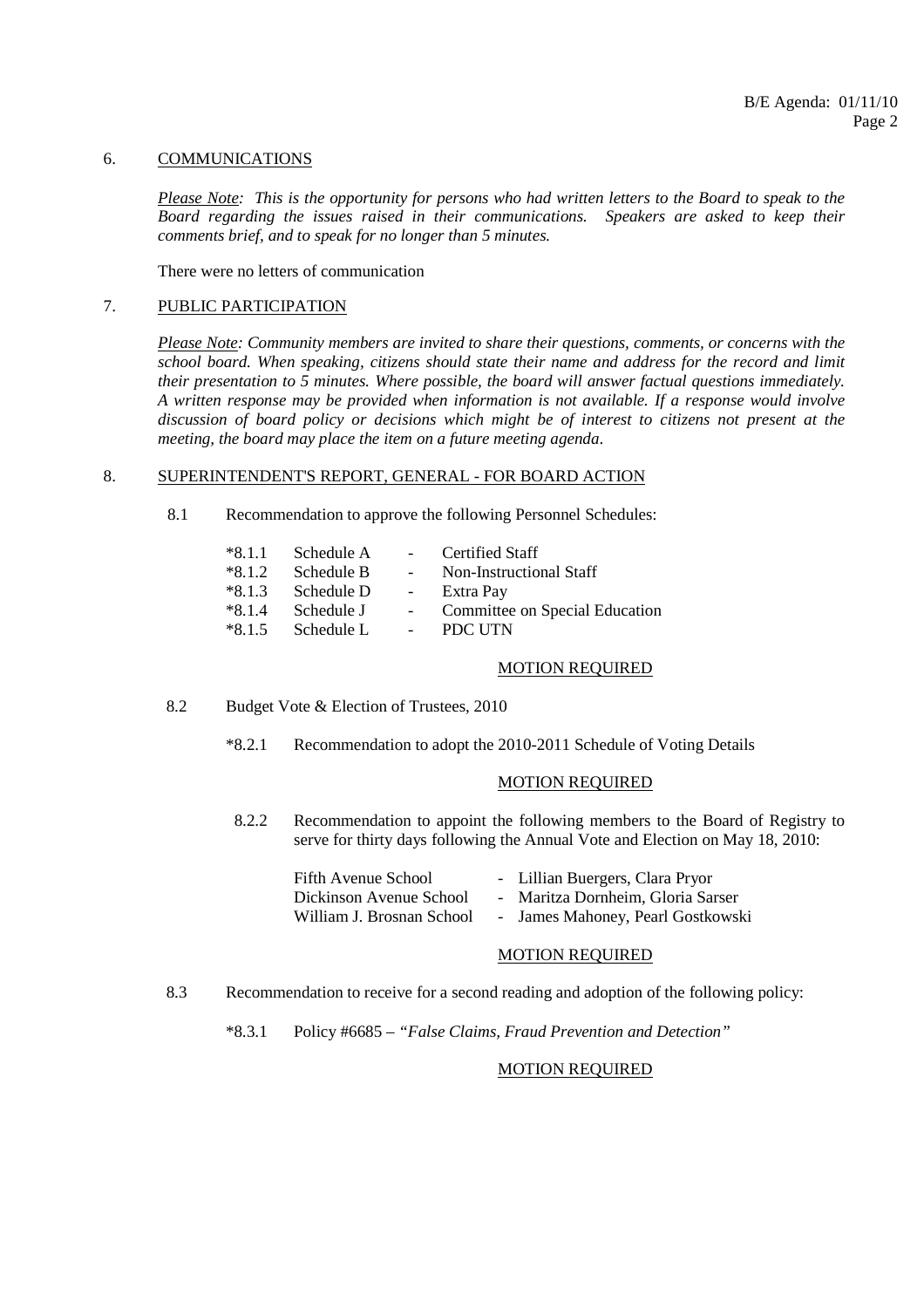## 6. COMMUNICATIONS

*Please Note: This is the opportunity for persons who had written letters to the Board to speak to the Board regarding the issues raised in their communications. Speakers are asked to keep their comments brief, and to speak for no longer than 5 minutes.*

There were no letters of communication

## 7. PUBLIC PARTICIPATION

*Please Note: Community members are invited to share their questions, comments, or concerns with the school board. When speaking, citizens should state their name and address for the record and limit their presentation to 5 minutes. Where possible, the board will answer factual questions immediately. A written response may be provided when information is not available. If a response would involve discussion of board policy or decisions which might be of interest to citizens not present at the meeting, the board may place the item on a future meeting agenda.*

## 8. SUPERINTENDENT'S REPORT, GENERAL - FOR BOARD ACTION

8.1 Recommendation to approve the following Personnel Schedules:

- *8.1.1 Schedule A - Certified Staff
- *8.1.2 Schedule B - Non-Instructional Staff
- *8.1.3 Schedule D - Extra Pay
- *8.1.4 Schedule J - Committee on Special Education
- *8.1.5 Schedule L - PDC UTN

MOTION REQUIRED

8.2 Budget Vote & Election of Trustees, 2010

*8.2.1 Recommendation to adopt the 2010-2011 Schedule of Voting Details

MOTION REQUIRED

8.2.2 Recommendation to appoint the following members to the Board of Registry to serve for thirty days following the Annual Vote and Election on May 18, 2010:

- Fifth Avenue School - Lillian Buergers, Clara Pryor
- Dickinson Avenue School - Maritza Dornheim, Gloria Sarser
- William J. Brosnan School - James Mahoney, Pearl Gostkowski

MOTION REQUIRED

8.3 Recommendation to receive for a second reading and adoption of the following policy:

*8.3.1 Policy #6685 – *"False Claims, Fraud Prevention and Detection"*

MOTION REQUIRED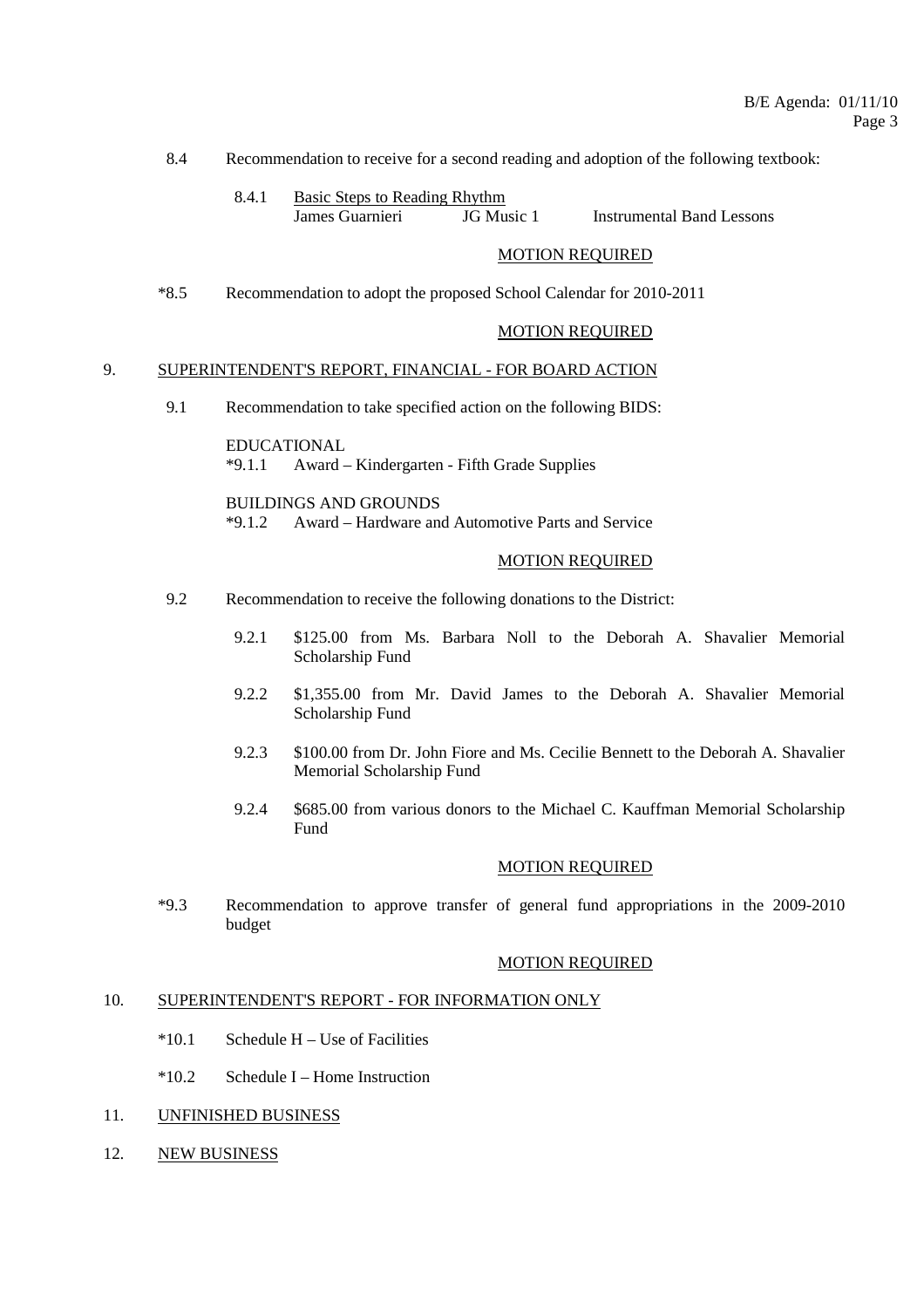8.4 Recommendation to receive for a second reading and adoption of the following textbook:

8.4.1 Basic Steps to Reading Rhythm
James Guarnieri JG Music 1 Instrumental Band Lessons

MOTION REQUIRED

*8.5 Recommendation to adopt the proposed School Calendar for 2010-2011

MOTION REQUIRED

## 9. SUPERINTENDENT'S REPORT, FINANCIAL - FOR BOARD ACTION

9.1 Recommendation to take specified action on the following BIDS:

EDUCATIONAL
*9.1.1 Award – Kindergarten - Fifth Grade Supplies

BUILDINGS AND GROUNDS
*9.1.2 Award – Hardware and Automotive Parts and Service

MOTION REQUIRED

9.2 Recommendation to receive the following donations to the District:

9.2.1 $125.00 from Ms. Barbara Noll to the Deborah A. Shavalier Memorial Scholarship Fund

9.2.2 $1,355.00 from Mr. David James to the Deborah A. Shavalier Memorial Scholarship Fund

9.2.3 $100.00 from Dr. John Fiore and Ms. Cecilie Bennett to the Deborah A. Shavalier Memorial Scholarship Fund

9.2.4 $685.00 from various donors to the Michael C. Kauffman Memorial Scholarship Fund

MOTION REQUIRED

*9.3 Recommendation to approve transfer of general fund appropriations in the 2009-2010 budget

MOTION REQUIRED

## 10. SUPERINTENDENT'S REPORT - FOR INFORMATION ONLY

*10.1 Schedule H – Use of Facilities

*10.2 Schedule I – Home Instruction

## 11. UNFINISHED BUSINESS

## 12. NEW BUSINESS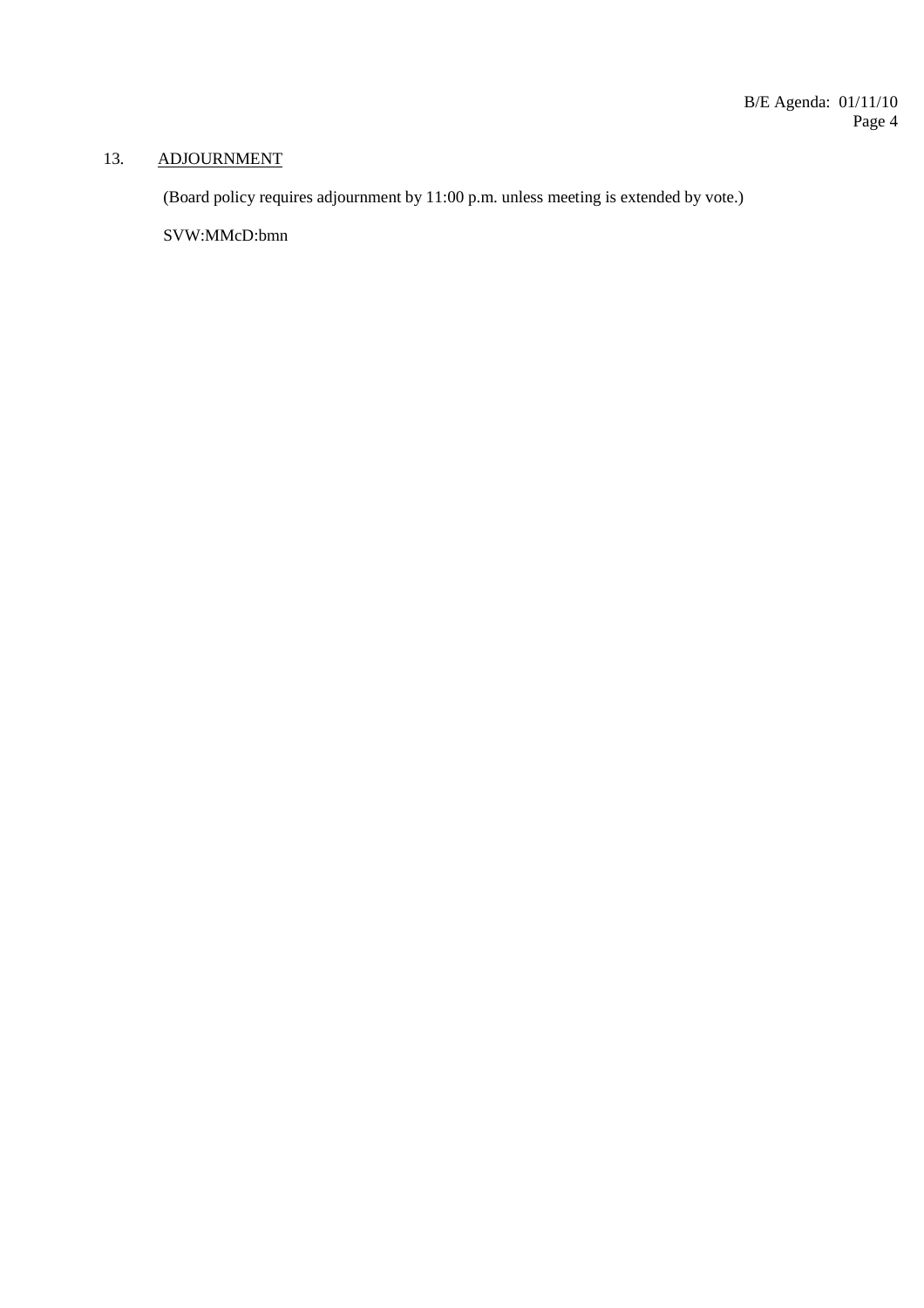13. <u>ADJOURNMENT</u>

(Board policy requires adjournment by 11:00 p.m. unless meeting is extended by vote.)

SVW:MMcD:bmn